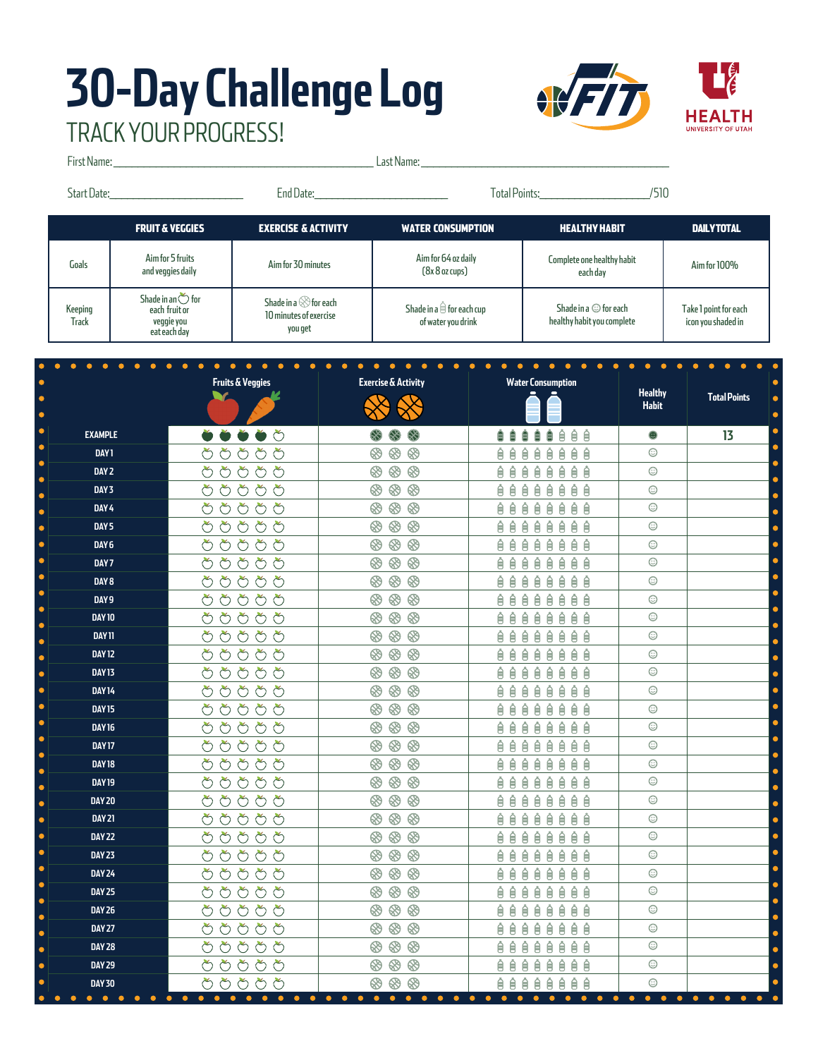# 30-Day Challenge Log

## TRACK YOUR PROGRESS!

First Name:______________________ Last Name:______________________

Start Date:______________ End Date:______________ Total Points:______________/510

| | FRUIT & VEGGIES | EXERCISE & ACTIVITY | WATER CONSUMPTION | HEALTHY HABIT | DAILY TOTAL |
|---|---|---|---|---|---|
| Goals | Aim for 5 fruits and veggies daily | Aim for 30 minutes | Aim for 64 oz daily (8x 8 oz cups) | Complete one healthy habit each day | Aim for 100% |
| Keeping Track | Shade in an 🍎 for each fruit or veggie you eat each day | Shade in a 🏀 for each 10 minutes of exercise you get | Shade in a 🥤 for each cup of water you drink | Shade in a ☺ for each healthy habit you complete | Take 1 point for each icon you shaded in |

| | Fruits & Veggies | Exercise & Activity | Water Consumption | Healthy Habit | Total Points |
|---|---|---|---|---|---|
| EXAMPLE | ●●●●○ | ●●● | ●●●●○○○○ | ● | 13 |
| DAY 1 | ○○○○○ | ○○○ | ○○○○○○○○ | ○ | |
| DAY 2 | ○○○○○ | ○○○ | ○○○○○○○○ | ○ | |
| DAY 3 | ○○○○○ | ○○○ | ○○○○○○○○ | ○ | |
| DAY 4 | ○○○○○ | ○○○ | ○○○○○○○○ | ○ | |
| DAY 5 | ○○○○○ | ○○○ | ○○○○○○○○ | ○ | |
| DAY 6 | ○○○○○ | ○○○ | ○○○○○○○○ | ○ | |
| DAY 7 | ○○○○○ | ○○○ | ○○○○○○○○ | ○ | |
| DAY 8 | ○○○○○ | ○○○ | ○○○○○○○○ | ○ | |
| DAY 9 | ○○○○○ | ○○○ | ○○○○○○○○ | ○ | |
| DAY 10 | ○○○○○ | ○○○ | ○○○○○○○○ | ○ | |
| DAY 11 | ○○○○○ | ○○○ | ○○○○○○○○ | ○ | |
| DAY 12 | ○○○○○ | ○○○ | ○○○○○○○○ | ○ | |
| DAY 13 | ○○○○○ | ○○○ | ○○○○○○○○ | ○ | |
| DAY 14 | ○○○○○ | ○○○ | ○○○○○○○○ | ○ | |
| DAY 15 | ○○○○○ | ○○○ | ○○○○○○○○ | ○ | |
| DAY 16 | ○○○○○ | ○○○ | ○○○○○○○○ | ○ | |
| DAY 17 | ○○○○○ | ○○○ | ○○○○○○○○ | ○ | |
| DAY 18 | ○○○○○ | ○○○ | ○○○○○○○○ | ○ | |
| DAY 19 | ○○○○○ | ○○○ | ○○○○○○○○ | ○ | |
| DAY 20 | ○○○○○ | ○○○ | ○○○○○○○○ | ○ | |
| DAY 21 | ○○○○○ | ○○○ | ○○○○○○○○ | ○ | |
| DAY 22 | ○○○○○ | ○○○ | ○○○○○○○○ | ○ | |
| DAY 23 | ○○○○○ | ○○○ | ○○○○○○○○ | ○ | |
| DAY 24 | ○○○○○ | ○○○ | ○○○○○○○○ | ○ | |
| DAY 25 | ○○○○○ | ○○○ | ○○○○○○○○ | ○ | |
| DAY 26 | ○○○○○ | ○○○ | ○○○○○○○○ | ○ | |
| DAY 27 | ○○○○○ | ○○○ | ○○○○○○○○ | ○ | |
| DAY 28 | ○○○○○ | ○○○ | ○○○○○○○○ | ○ | |
| DAY 29 | ○○○○○ | ○○○ | ○○○○○○○○ | ○ | |
| DAY 30 | ○○○○○ | ○○○ | ○○○○○○○○ | ○ | |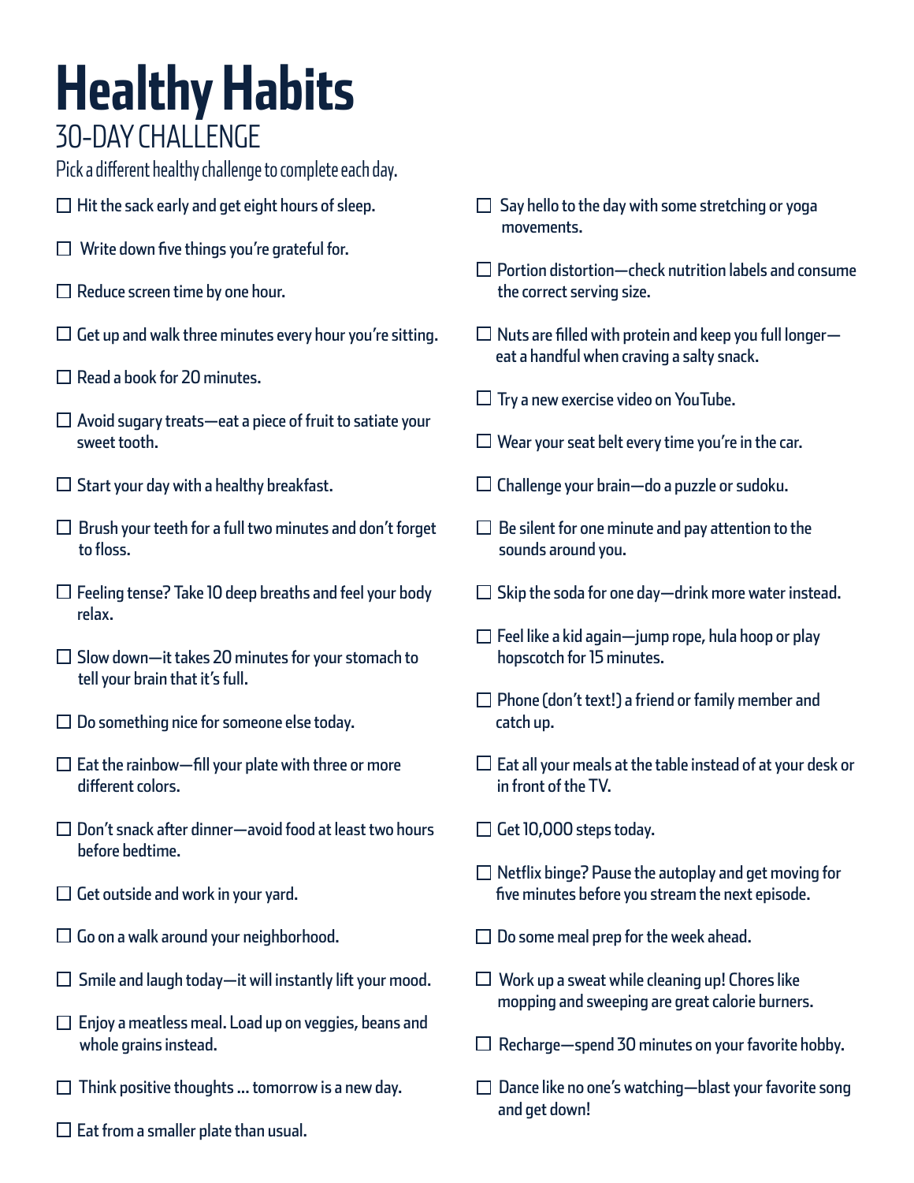# Healthy Habits

## 30-DAY CHALLENGE

Pick a different healthy challenge to complete each day.

- [ ] Hit the sack early and get eight hours of sleep.
- [ ] Write down five things you're grateful for.
- [ ] Reduce screen time by one hour.
- [ ] Get up and walk three minutes every hour you're sitting.
- [ ] Read a book for 20 minutes.
- [ ] Avoid sugary treats—eat a piece of fruit to satiate your sweet tooth.
- [ ] Start your day with a healthy breakfast.
- [ ] Brush your teeth for a full two minutes and don't forget to floss.
- [ ] Feeling tense? Take 10 deep breaths and feel your body relax.
- [ ] Slow down—it takes 20 minutes for your stomach to tell your brain that it's full.
- [ ] Do something nice for someone else today.
- [ ] Eat the rainbow—fill your plate with three or more different colors.
- [ ] Don't snack after dinner—avoid food at least two hours before bedtime.
- [ ] Get outside and work in your yard.
- [ ] Go on a walk around your neighborhood.
- [ ] Smile and laugh today—it will instantly lift your mood.
- [ ] Enjoy a meatless meal. Load up on veggies, beans and whole grains instead.
- [ ] Think positive thoughts ... tomorrow is a new day.
- [ ] Eat from a smaller plate than usual.
- [ ] Say hello to the day with some stretching or yoga movements.
- [ ] Portion distortion—check nutrition labels and consume the correct serving size.
- [ ] Nuts are filled with protein and keep you full longer—eat a handful when craving a salty snack.
- [ ] Try a new exercise video on YouTube.
- [ ] Wear your seat belt every time you're in the car.
- [ ] Challenge your brain—do a puzzle or sudoku.
- [ ] Be silent for one minute and pay attention to the sounds around you.
- [ ] Skip the soda for one day—drink more water instead.
- [ ] Feel like a kid again—jump rope, hula hoop or play hopscotch for 15 minutes.
- [ ] Phone (don't text!) a friend or family member and catch up.
- [ ] Eat all your meals at the table instead of at your desk or in front of the TV.
- [ ] Get 10,000 steps today.
- [ ] Netflix binge? Pause the autoplay and get moving for five minutes before you stream the next episode.
- [ ] Do some meal prep for the week ahead.
- [ ] Work up a sweat while cleaning up! Chores like mopping and sweeping are great calorie burners.
- [ ] Recharge—spend 30 minutes on your favorite hobby.
- [ ] Dance like no one's watching—blast your favorite song and get down!